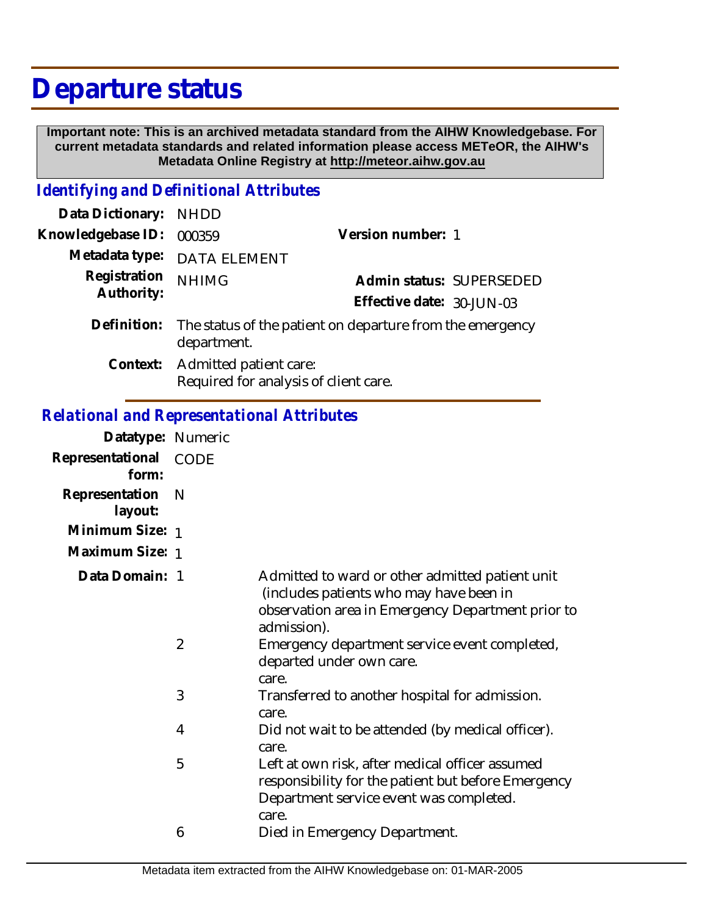# Departure status

**Important note: This is an archived metadata standard from the AIHW Knowledgebase. For current metadata standards and related information please access METeOR, the AIHW's Metadata Online Registry at http://meteor.aihw.gov.au**

## *Identifying and Definitional Attributes*

| | | | |
|---|---|---|---|
| **Data Dictionary:** | NHDD | | |
| **Knowledgebase ID:** | 000359 | **Version number:** | 1 |
| **Metadata type:** | DATA ELEMENT | | |
| **Registration Authority:** | NHIMG | **Admin status:** | SUPERSEDED |
| | | **Effective date:** | 30-JUN-03 |

**Definition:** The status of the patient on departure from the emergency department.

**Context:** Admitted patient care:
Required for analysis of client care.

## *Relational and Representational Attributes*

**Datatype:** Numeric

**Representational form:** CODE

**Representation layout:** N

**Minimum Size:** 1

**Maximum Size:** 1

**Data Domain:**

| Code | Description |
|---|---|
| 1 | Admitted to ward or other admitted patient unit (includes patients who may have been in observation area in Emergency Department prior to admission). |
| 2 | Emergency department service event completed, departed under own care. care. |
| 3 | Transferred to another hospital for admission. care. |
| 4 | Did not wait to be attended (by medical officer). care. |
| 5 | Left at own risk, after medical officer assumed responsibility for the patient but before Emergency Department service event was completed. care. |
| 6 | Died in Emergency Department. |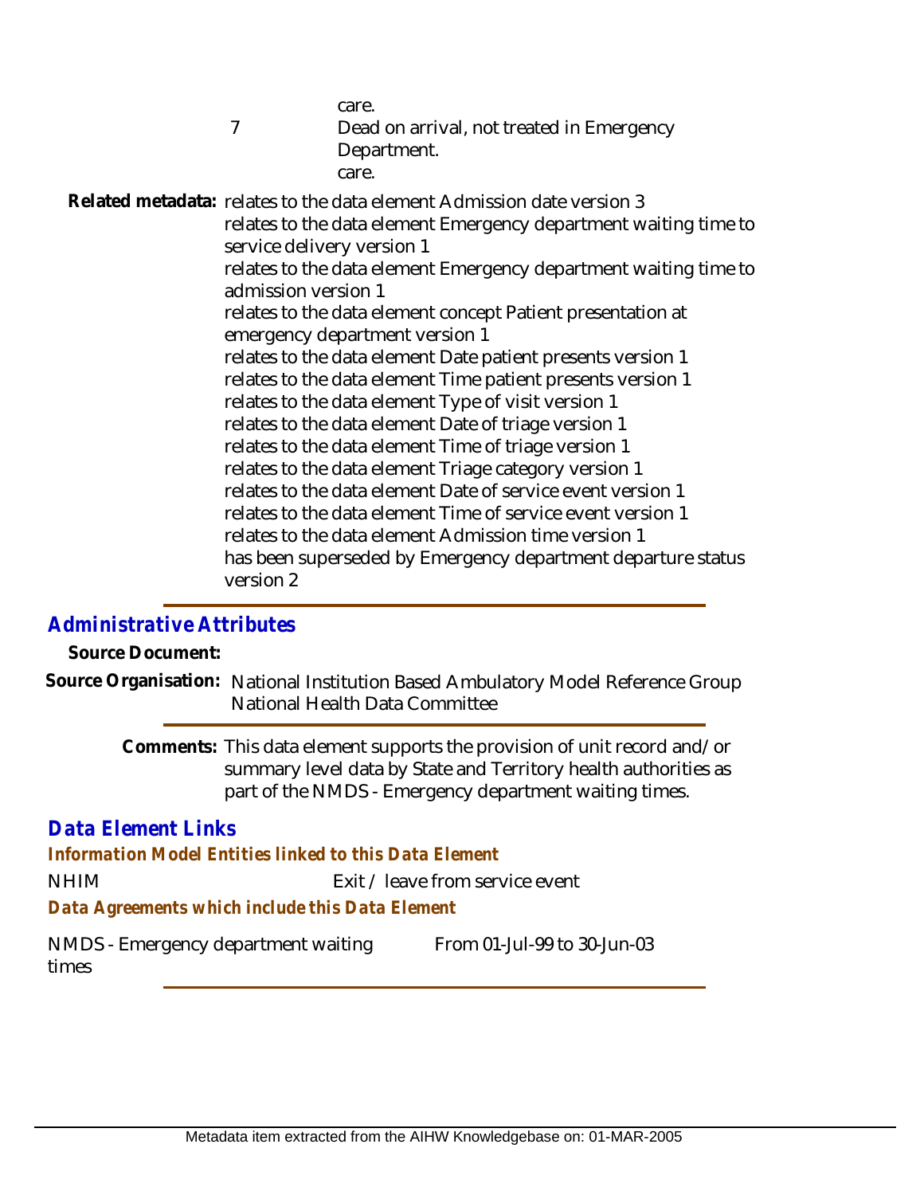care.

| | |
|---|---|
| 7 | Dead on arrival, not treated in Emergency Department. |

care.

**Related metadata:** relates to the data element Admission date version 3
relates to the data element Emergency department waiting time to service delivery version 1
relates to the data element Emergency department waiting time to admission version 1
relates to the data element concept Patient presentation at emergency department version 1
relates to the data element Date patient presents version 1
relates to the data element Time patient presents version 1
relates to the data element Type of visit version 1
relates to the data element Date of triage version 1
relates to the data element Time of triage version 1
relates to the data element Triage category version 1
relates to the data element Date of service event version 1
relates to the data element Time of service event version 1
relates to the data element Admission time version 1
has been superseded by Emergency department departure status version 2

## Administrative Attributes

**Source Document:**

**Source Organisation:** National Institution Based Ambulatory Model Reference Group
National Health Data Committee

**Comments:** This data element supports the provision of unit record and/or summary level data by State and Territory health authorities as part of the NMDS - Emergency department waiting times.

## Data Element Links

### Information Model Entities linked to this Data Element

| | |
|---|---|
| NHIM | Exit / leave from service event |

### Data Agreements which include this Data Element

| | |
|---|---|
| NMDS - Emergency department waiting times | From 01-Jul-99 to 30-Jun-03 |